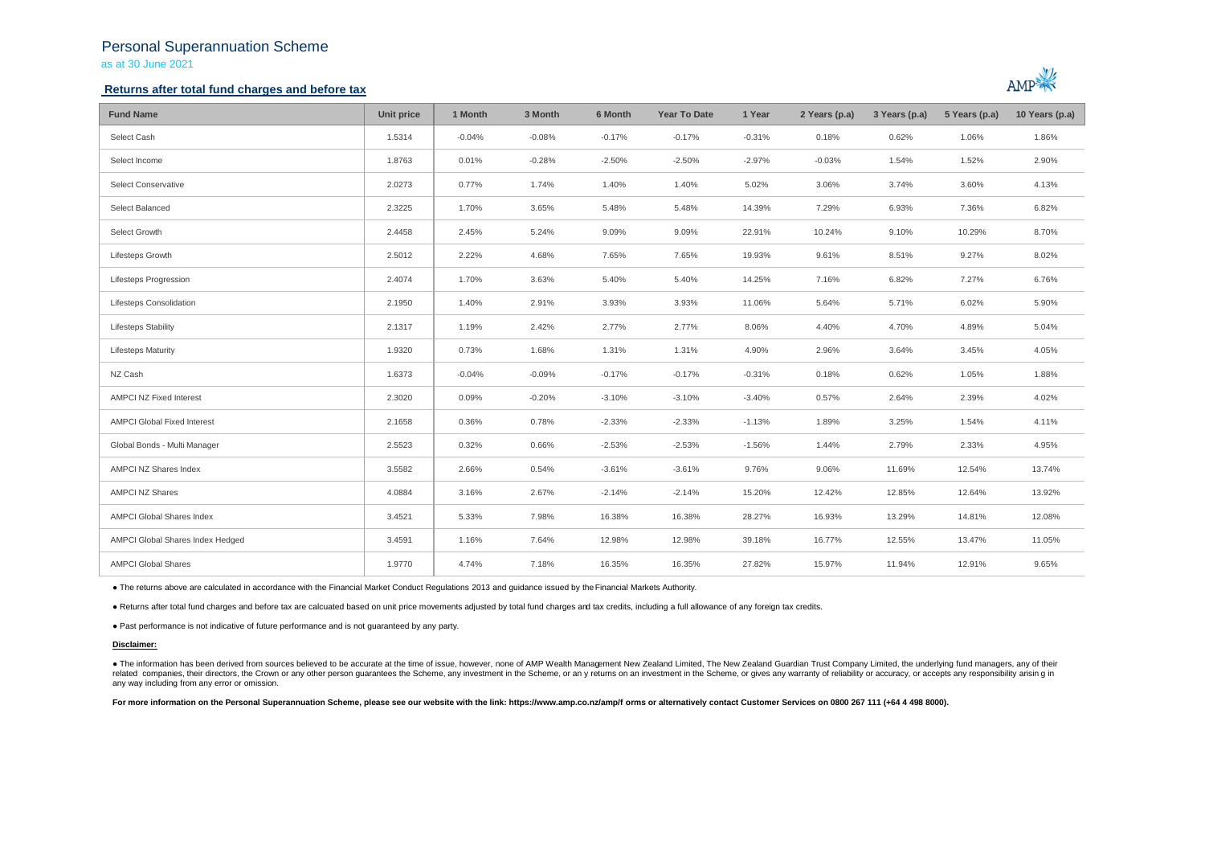# Personal Superannuation Scheme

as at 30 June 2021

## Returns after total fund charges and before tax

| Fund Name | Unit price | 1 Month | 3 Month | 6 Month | Year To Date | 1 Year | 2 Years (p.a) | 3 Years (p.a) | 5 Years (p.a) | 10 Years (p.a) |
|---|---|---|---|---|---|---|---|---|---|---|
| Select Cash | 1.5314 | -0.04% | -0.08% | -0.17% | -0.17% | -0.31% | 0.18% | 0.62% | 1.06% | 1.86% |
| Select Income | 1.8763 | 0.01% | -0.28% | -2.50% | -2.50% | -2.97% | -0.03% | 1.54% | 1.52% | 2.90% |
| Select Conservative | 2.0273 | 0.77% | 1.74% | 1.40% | 1.40% | 5.02% | 3.06% | 3.74% | 3.60% | 4.13% |
| Select Balanced | 2.3225 | 1.70% | 3.65% | 5.48% | 5.48% | 14.39% | 7.29% | 6.93% | 7.36% | 6.82% |
| Select Growth | 2.4458 | 2.45% | 5.24% | 9.09% | 9.09% | 22.91% | 10.24% | 9.10% | 10.29% | 8.70% |
| Lifesteps Growth | 2.5012 | 2.22% | 4.68% | 7.65% | 7.65% | 19.93% | 9.61% | 8.51% | 9.27% | 8.02% |
| Lifesteps Progression | 2.4074 | 1.70% | 3.63% | 5.40% | 5.40% | 14.25% | 7.16% | 6.82% | 7.27% | 6.76% |
| Lifesteps Consolidation | 2.1950 | 1.40% | 2.91% | 3.93% | 3.93% | 11.06% | 5.64% | 5.71% | 6.02% | 5.90% |
| Lifesteps Stability | 2.1317 | 1.19% | 2.42% | 2.77% | 2.77% | 8.06% | 4.40% | 4.70% | 4.89% | 5.04% |
| Lifesteps Maturity | 1.9320 | 0.73% | 1.68% | 1.31% | 1.31% | 4.90% | 2.96% | 3.64% | 3.45% | 4.05% |
| NZ Cash | 1.6373 | -0.04% | -0.09% | -0.17% | -0.17% | -0.31% | 0.18% | 0.62% | 1.05% | 1.88% |
| AMPCI NZ Fixed Interest | 2.3020 | 0.09% | -0.20% | -3.10% | -3.10% | -3.40% | 0.57% | 2.64% | 2.39% | 4.02% |
| AMPCI Global Fixed Interest | 2.1658 | 0.36% | 0.78% | -2.33% | -2.33% | -1.13% | 1.89% | 3.25% | 1.54% | 4.11% |
| Global Bonds - Multi Manager | 2.5523 | 0.32% | 0.66% | -2.53% | -2.53% | -1.56% | 1.44% | 2.79% | 2.33% | 4.95% |
| AMPCI NZ Shares Index | 3.5582 | 2.66% | 0.54% | -3.61% | -3.61% | 9.76% | 9.06% | 11.69% | 12.54% | 13.74% |
| AMPCI NZ Shares | 4.0884 | 3.16% | 2.67% | -2.14% | -2.14% | 15.20% | 12.42% | 12.85% | 12.64% | 13.92% |
| AMPCI Global Shares Index | 3.4521 | 5.33% | 7.98% | 16.38% | 16.38% | 28.27% | 16.93% | 13.29% | 14.81% | 12.08% |
| AMPCI Global Shares Index Hedged | 3.4591 | 1.16% | 7.64% | 12.98% | 12.98% | 39.18% | 16.77% | 12.55% | 13.47% | 11.05% |
| AMPCI Global Shares | 1.9770 | 4.74% | 7.18% | 16.35% | 16.35% | 27.82% | 15.97% | 11.94% | 12.91% | 9.65% |

- The returns above are calculated in accordance with the Financial Market Conduct Regulations 2013 and guidance issued by the Financial Markets Authority.
- Returns after total fund charges and before tax are calcuated based on unit price movements adjusted by total fund charges and tax credits, including a full allowance of any foreign tax credits.
- Past performance is not indicative of future performance and is not guaranteed by any party.

**Disclaimer:**

- The information has been derived from sources believed to be accurate at the time of issue, however, none of AMP Wealth Management New Zealand Limited, The New Zealand Guardian Trust Company Limited, the underlying fund managers, any of their related companies, their directors, the Crown or any other person guarantees the Scheme, any investment in the Scheme, or an y returns on an investment in the Scheme, or gives any warranty of reliability or accuracy, or accepts any responsibility arisin g in any way including from any error or omission.

**For more information on the Personal Superannuation Scheme, please see our website with the link: https://www.amp.co.nz/amp/f orms or alternatively contact Customer Services on 0800 267 111 (+64 4 498 8000).**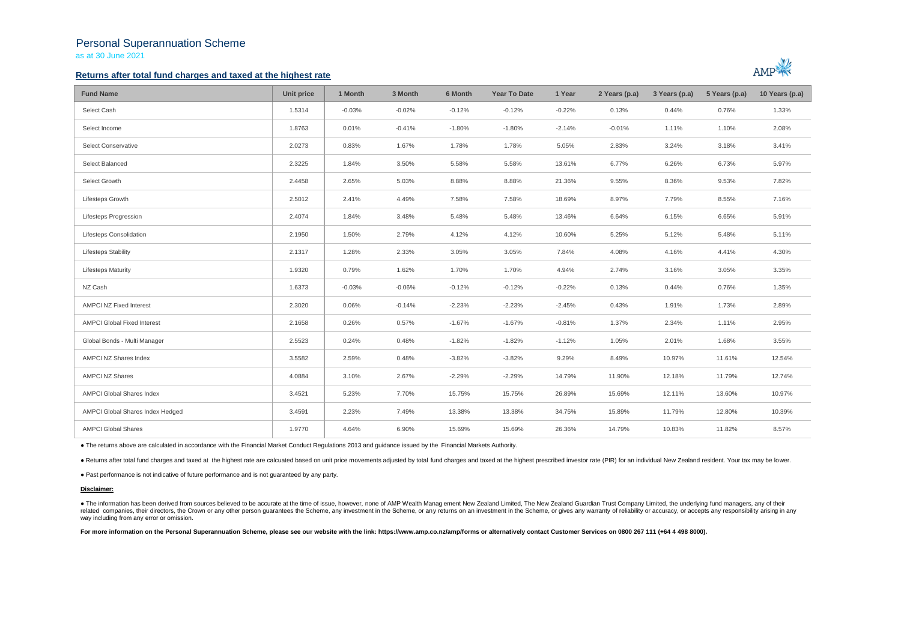# Personal Superannuation Scheme

as at 30 June 2021

## Returns after total fund charges and taxed at the highest rate

| Fund Name | Unit price | 1 Month | 3 Month | 6 Month | Year To Date | 1 Year | 2 Years (p.a) | 3 Years (p.a) | 5 Years (p.a) | 10 Years (p.a) |
|---|---|---|---|---|---|---|---|---|---|---|
| Select Cash | 1.5314 | -0.03% | -0.02% | -0.12% | -0.12% | -0.22% | 0.13% | 0.44% | 0.76% | 1.33% |
| Select Income | 1.8763 | 0.01% | -0.41% | -1.80% | -1.80% | -2.14% | -0.01% | 1.11% | 1.10% | 2.08% |
| Select Conservative | 2.0273 | 0.83% | 1.67% | 1.78% | 1.78% | 5.05% | 2.83% | 3.24% | 3.18% | 3.41% |
| Select Balanced | 2.3225 | 1.84% | 3.50% | 5.58% | 5.58% | 13.61% | 6.77% | 6.26% | 6.73% | 5.97% |
| Select Growth | 2.4458 | 2.65% | 5.03% | 8.88% | 8.88% | 21.36% | 9.55% | 8.36% | 9.53% | 7.82% |
| Lifesteps Growth | 2.5012 | 2.41% | 4.49% | 7.58% | 7.58% | 18.69% | 8.97% | 7.79% | 8.55% | 7.16% |
| Lifesteps Progression | 2.4074 | 1.84% | 3.48% | 5.48% | 5.48% | 13.46% | 6.64% | 6.15% | 6.65% | 5.91% |
| Lifesteps Consolidation | 2.1950 | 1.50% | 2.79% | 4.12% | 4.12% | 10.60% | 5.25% | 5.12% | 5.48% | 5.11% |
| Lifesteps Stability | 2.1317 | 1.28% | 2.33% | 3.05% | 3.05% | 7.84% | 4.08% | 4.16% | 4.41% | 4.30% |
| Lifesteps Maturity | 1.9320 | 0.79% | 1.62% | 1.70% | 1.70% | 4.94% | 2.74% | 3.16% | 3.05% | 3.35% |
| NZ Cash | 1.6373 | -0.03% | -0.06% | -0.12% | -0.12% | -0.22% | 0.13% | 0.44% | 0.76% | 1.35% |
| AMPCI NZ Fixed Interest | 2.3020 | 0.06% | -0.14% | -2.23% | -2.23% | -2.45% | 0.43% | 1.91% | 1.73% | 2.89% |
| AMPCI Global Fixed Interest | 2.1658 | 0.26% | 0.57% | -1.67% | -1.67% | -0.81% | 1.37% | 2.34% | 1.11% | 2.95% |
| Global Bonds - Multi Manager | 2.5523 | 0.24% | 0.48% | -1.82% | -1.82% | -1.12% | 1.05% | 2.01% | 1.68% | 3.55% |
| AMPCI NZ Shares Index | 3.5582 | 2.59% | 0.48% | -3.82% | -3.82% | 9.29% | 8.49% | 10.97% | 11.61% | 12.54% |
| AMPCI NZ Shares | 4.0884 | 3.10% | 2.67% | -2.29% | -2.29% | 14.79% | 11.90% | 12.18% | 11.79% | 12.74% |
| AMPCI Global Shares Index | 3.4521 | 5.23% | 7.70% | 15.75% | 15.75% | 26.89% | 15.69% | 12.11% | 13.60% | 10.97% |
| AMPCI Global Shares Index Hedged | 3.4591 | 2.23% | 7.49% | 13.38% | 13.38% | 34.75% | 15.89% | 11.79% | 12.80% | 10.39% |
| AMPCI Global Shares | 1.9770 | 4.64% | 6.90% | 15.69% | 15.69% | 26.36% | 14.79% | 10.83% | 11.82% | 8.57% |

● The returns above are calculated in accordance with the Financial Market Conduct Regulations 2013 and guidance issued by the Financial Markets Authority.

● Returns after total fund charges and taxed at the highest rate are calcuated based on unit price movements adjusted by total fund charges and taxed at the highest prescribed investor rate (PIR) for an individual New Zealand resident. Your tax may be lower.

● Past performance is not indicative of future performance and is not guaranteed by any party.

**Disclaimer:**

● The information has been derived from sources believed to be accurate at the time of issue, however, none of AMP Wealth Management New Zealand Limited, The New Zealand Guardian Trust Company Limited, the underlying fund managers, any of their related companies, their directors, the Crown or any other person guarantees the Scheme, any investment in the Scheme, or any returns on an investment in the Scheme, or gives any warranty of reliability or accuracy, or accepts any responsibility arising in any way including from any error or omission.

**For more information on the Personal Superannuation Scheme, please see our website with the link: https://www.amp.co.nz/amp/forms or alternatively contact Customer Services on 0800 267 111 (+64 4 498 8000).**